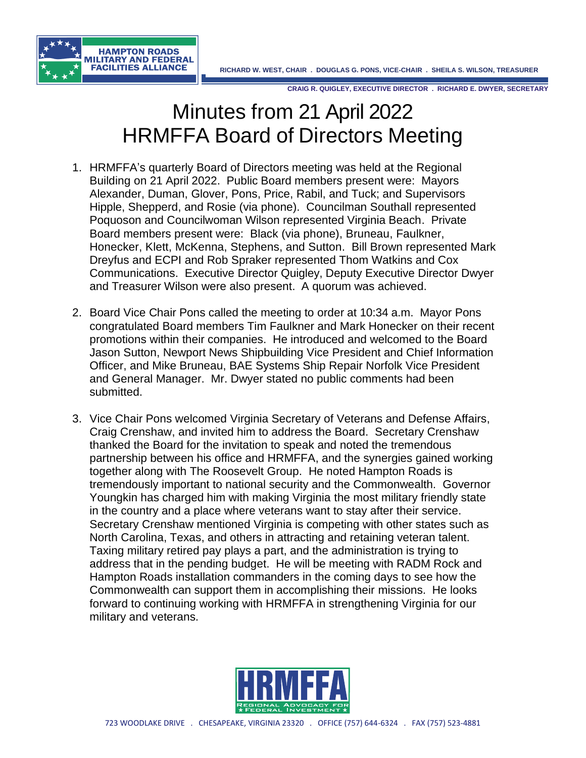HAMPTON ROADS MILITARY AND FEDERAL FACILITIES ALLIANCE

RICHARD W. WEST, CHAIR . DOUGLAS G. PONS, VICE-CHAIR . SHEILA S. WILSON, TREASURER

CRAIG R. QUIGLEY, EXECUTIVE DIRECTOR . RICHARD E. DWYER, SECRETARY

# Minutes from 21 April 2022 HRMFFA Board of Directors Meeting

1. HRMFFA's quarterly Board of Directors meeting was held at the Regional Building on 21 April 2022. Public Board members present were: Mayors Alexander, Duman, Glover, Pons, Price, Rabil, and Tuck; and Supervisors Hipple, Shepperd, and Rosie (via phone). Councilman Southall represented Poquoson and Councilwoman Wilson represented Virginia Beach. Private Board members present were: Black (via phone), Bruneau, Faulkner, Honecker, Klett, McKenna, Stephens, and Sutton. Bill Brown represented Mark Dreyfus and ECPI and Rob Spraker represented Thom Watkins and Cox Communications. Executive Director Quigley, Deputy Executive Director Dwyer and Treasurer Wilson were also present. A quorum was achieved.

2. Board Vice Chair Pons called the meeting to order at 10:34 a.m. Mayor Pons congratulated Board members Tim Faulkner and Mark Honecker on their recent promotions within their companies. He introduced and welcomed to the Board Jason Sutton, Newport News Shipbuilding Vice President and Chief Information Officer, and Mike Bruneau, BAE Systems Ship Repair Norfolk Vice President and General Manager. Mr. Dwyer stated no public comments had been submitted.

3. Vice Chair Pons welcomed Virginia Secretary of Veterans and Defense Affairs, Craig Crenshaw, and invited him to address the Board. Secretary Crenshaw thanked the Board for the invitation to speak and noted the tremendous partnership between his office and HRMFFA, and the synergies gained working together along with The Roosevelt Group. He noted Hampton Roads is tremendously important to national security and the Commonwealth. Governor Youngkin has charged him with making Virginia the most military friendly state in the country and a place where veterans want to stay after their service. Secretary Crenshaw mentioned Virginia is competing with other states such as North Carolina, Texas, and others in attracting and retaining veteran talent. Taxing military retired pay plays a part, and the administration is trying to address that in the pending budget. He will be meeting with RADM Rock and Hampton Roads installation commanders in the coming days to see how the Commonwealth can support them in accomplishing their missions. He looks forward to continuing working with HRMFFA in strengthening Virginia for our military and veterans.

HRMFFA — Regional Advocacy for Federal Investment

723 WOODLAKE DRIVE . CHESAPEAKE, VIRGINIA 23320 . OFFICE (757) 644-6324 . FAX (757) 523-4881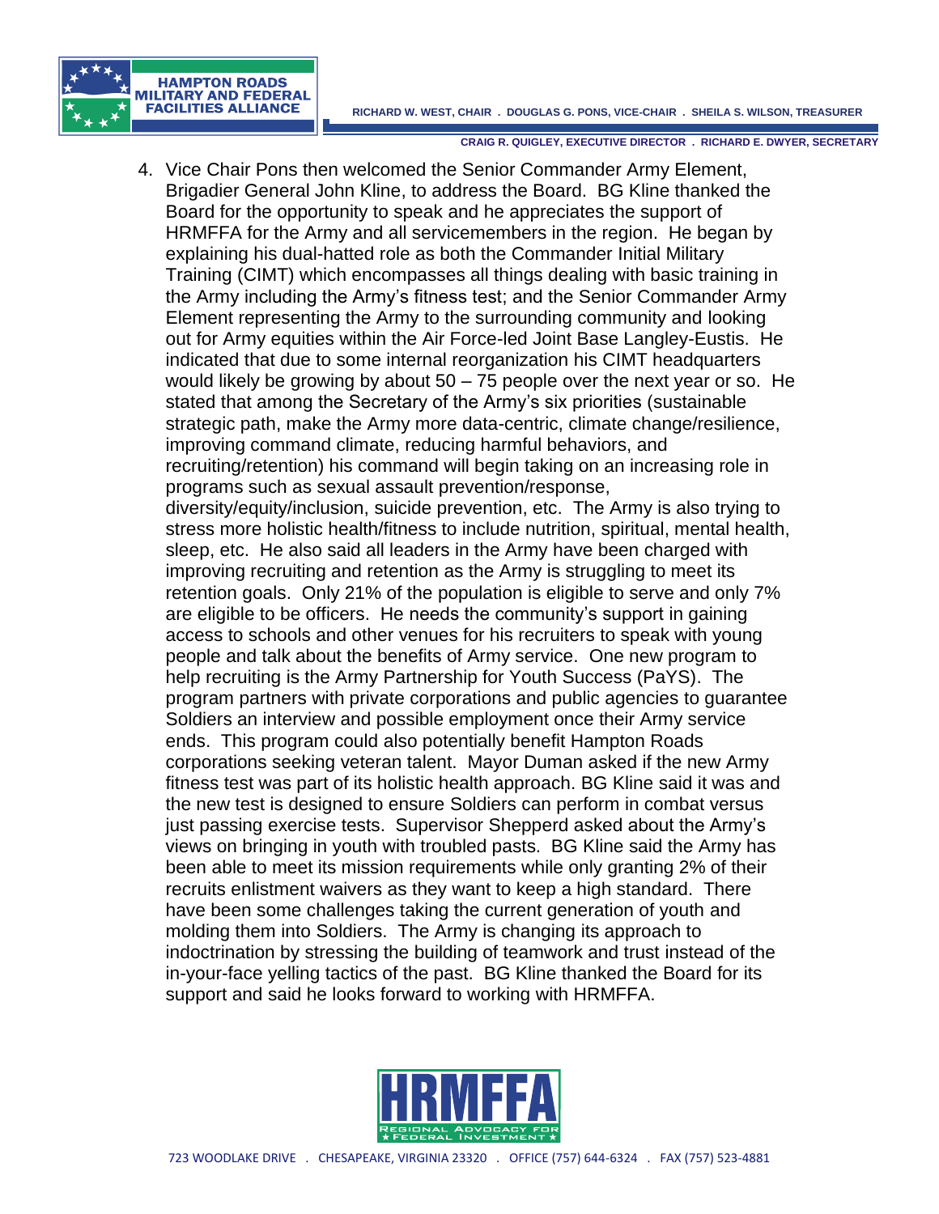4. Vice Chair Pons then welcomed the Senior Commander Army Element, Brigadier General John Kline, to address the Board. BG Kline thanked the Board for the opportunity to speak and he appreciates the support of HRMFFA for the Army and all servicemembers in the region. He began by explaining his dual-hatted role as both the Commander Initial Military Training (CIMT) which encompasses all things dealing with basic training in the Army including the Army's fitness test; and the Senior Commander Army Element representing the Army to the surrounding community and looking out for Army equities within the Air Force-led Joint Base Langley-Eustis. He indicated that due to some internal reorganization his CIMT headquarters would likely be growing by about 50 – 75 people over the next year or so. He stated that among the Secretary of the Army's six priorities (sustainable strategic path, make the Army more data-centric, climate change/resilience, improving command climate, reducing harmful behaviors, and recruiting/retention) his command will begin taking on an increasing role in programs such as sexual assault prevention/response, diversity/equity/inclusion, suicide prevention, etc. The Army is also trying to stress more holistic health/fitness to include nutrition, spiritual, mental health, sleep, etc. He also said all leaders in the Army have been charged with improving recruiting and retention as the Army is struggling to meet its retention goals. Only 21% of the population is eligible to serve and only 7% are eligible to be officers. He needs the community's support in gaining access to schools and other venues for his recruiters to speak with young people and talk about the benefits of Army service. One new program to help recruiting is the Army Partnership for Youth Success (PaYS). The program partners with private corporations and public agencies to guarantee Soldiers an interview and possible employment once their Army service ends. This program could also potentially benefit Hampton Roads corporations seeking veteran talent. Mayor Duman asked if the new Army fitness test was part of its holistic health approach. BG Kline said it was and the new test is designed to ensure Soldiers can perform in combat versus just passing exercise tests. Supervisor Shepperd asked about the Army's views on bringing in youth with troubled pasts. BG Kline said the Army has been able to meet its mission requirements while only granting 2% of their recruits enlistment waivers as they want to keep a high standard. There have been some challenges taking the current generation of youth and molding them into Soldiers. The Army is changing its approach to indoctrination by stressing the building of teamwork and trust instead of the in-your-face yelling tactics of the past. BG Kline thanked the Board for its support and said he looks forward to working with HRMFFA.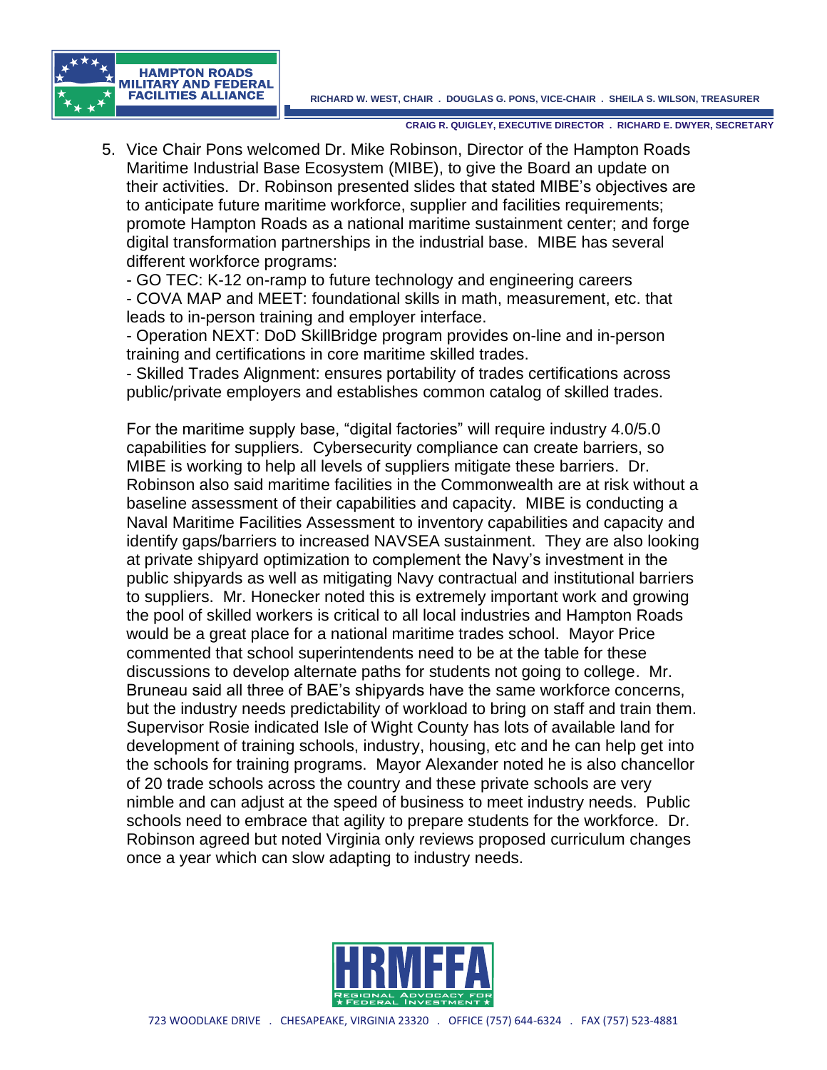5. Vice Chair Pons welcomed Dr. Mike Robinson, Director of the Hampton Roads Maritime Industrial Base Ecosystem (MIBE), to give the Board an update on their activities. Dr. Robinson presented slides that stated MIBE's objectives are to anticipate future maritime workforce, supplier and facilities requirements; promote Hampton Roads as a national maritime sustainment center; and forge digital transformation partnerships in the industrial base. MIBE has several different workforce programs:

   - GO TEC: K-12 on-ramp to future technology and engineering careers
   - COVA MAP and MEET: foundational skills in math, measurement, etc. that leads to in-person training and employer interface.
   - Operation NEXT: DoD SkillBridge program provides on-line and in-person training and certifications in core maritime skilled trades.
   - Skilled Trades Alignment: ensures portability of trades certifications across public/private employers and establishes common catalog of skilled trades.

   For the maritime supply base, "digital factories" will require industry 4.0/5.0 capabilities for suppliers. Cybersecurity compliance can create barriers, so MIBE is working to help all levels of suppliers mitigate these barriers. Dr. Robinson also said maritime facilities in the Commonwealth are at risk without a baseline assessment of their capabilities and capacity. MIBE is conducting a Naval Maritime Facilities Assessment to inventory capabilities and capacity and identify gaps/barriers to increased NAVSEA sustainment. They are also looking at private shipyard optimization to complement the Navy's investment in the public shipyards as well as mitigating Navy contractual and institutional barriers to suppliers. Mr. Honecker noted this is extremely important work and growing the pool of skilled workers is critical to all local industries and Hampton Roads would be a great place for a national maritime trades school. Mayor Price commented that school superintendents need to be at the table for these discussions to develop alternate paths for students not going to college. Mr. Bruneau said all three of BAE's shipyards have the same workforce concerns, but the industry needs predictability of workload to bring on staff and train them. Supervisor Rosie indicated Isle of Wight County has lots of available land for development of training schools, industry, housing, etc and he can help get into the schools for training programs. Mayor Alexander noted he is also chancellor of 20 trade schools across the country and these private schools are very nimble and can adjust at the speed of business to meet industry needs. Public schools need to embrace that agility to prepare students for the workforce. Dr. Robinson agreed but noted Virginia only reviews proposed curriculum changes once a year which can slow adapting to industry needs.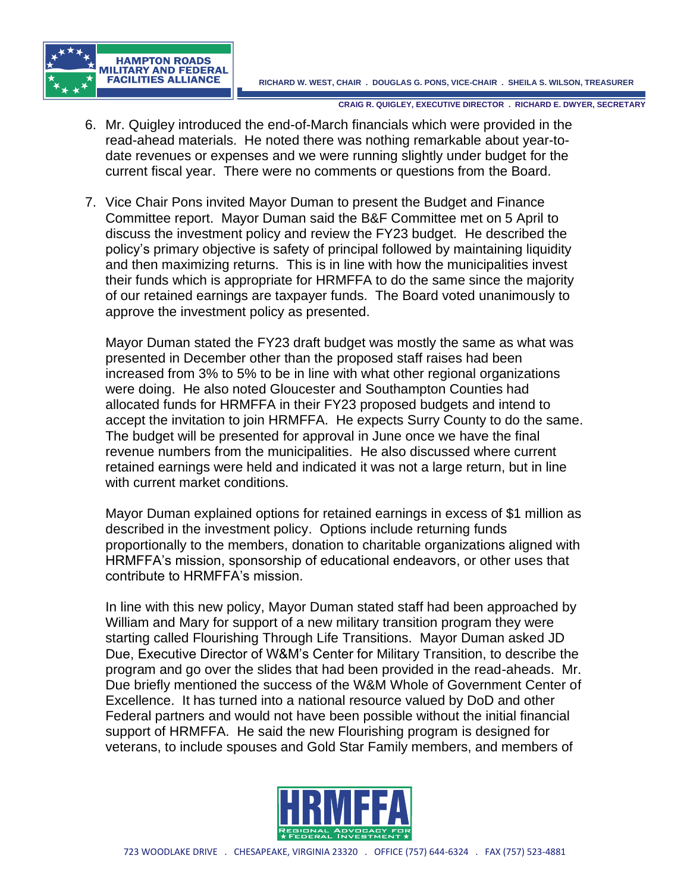6. Mr. Quigley introduced the end-of-March financials which were provided in the read-ahead materials. He noted there was nothing remarkable about year-to-date revenues or expenses and we were running slightly under budget for the current fiscal year. There were no comments or questions from the Board.

7. Vice Chair Pons invited Mayor Duman to present the Budget and Finance Committee report. Mayor Duman said the B&F Committee met on 5 April to discuss the investment policy and review the FY23 budget. He described the policy's primary objective is safety of principal followed by maintaining liquidity and then maximizing returns. This is in line with how the municipalities invest their funds which is appropriate for HRMFFA to do the same since the majority of our retained earnings are taxpayer funds. The Board voted unanimously to approve the investment policy as presented.

   Mayor Duman stated the FY23 draft budget was mostly the same as what was presented in December other than the proposed staff raises had been increased from 3% to 5% to be in line with what other regional organizations were doing. He also noted Gloucester and Southampton Counties had allocated funds for HRMFFA in their FY23 proposed budgets and intend to accept the invitation to join HRMFFA. He expects Surry County to do the same. The budget will be presented for approval in June once we have the final revenue numbers from the municipalities. He also discussed where current retained earnings were held and indicated it was not a large return, but in line with current market conditions.

   Mayor Duman explained options for retained earnings in excess of $1 million as described in the investment policy. Options include returning funds proportionally to the members, donation to charitable organizations aligned with HRMFFA's mission, sponsorship of educational endeavors, or other uses that contribute to HRMFFA's mission.

   In line with this new policy, Mayor Duman stated staff had been approached by William and Mary for support of a new military transition program they were starting called Flourishing Through Life Transitions. Mayor Duman asked JD Due, Executive Director of W&M's Center for Military Transition, to describe the program and go over the slides that had been provided in the read-aheads. Mr. Due briefly mentioned the success of the W&M Whole of Government Center of Excellence. It has turned into a national resource valued by DoD and other Federal partners and would not have been possible without the initial financial support of HRMFFA. He said the new Flourishing program is designed for veterans, to include spouses and Gold Star Family members, and members of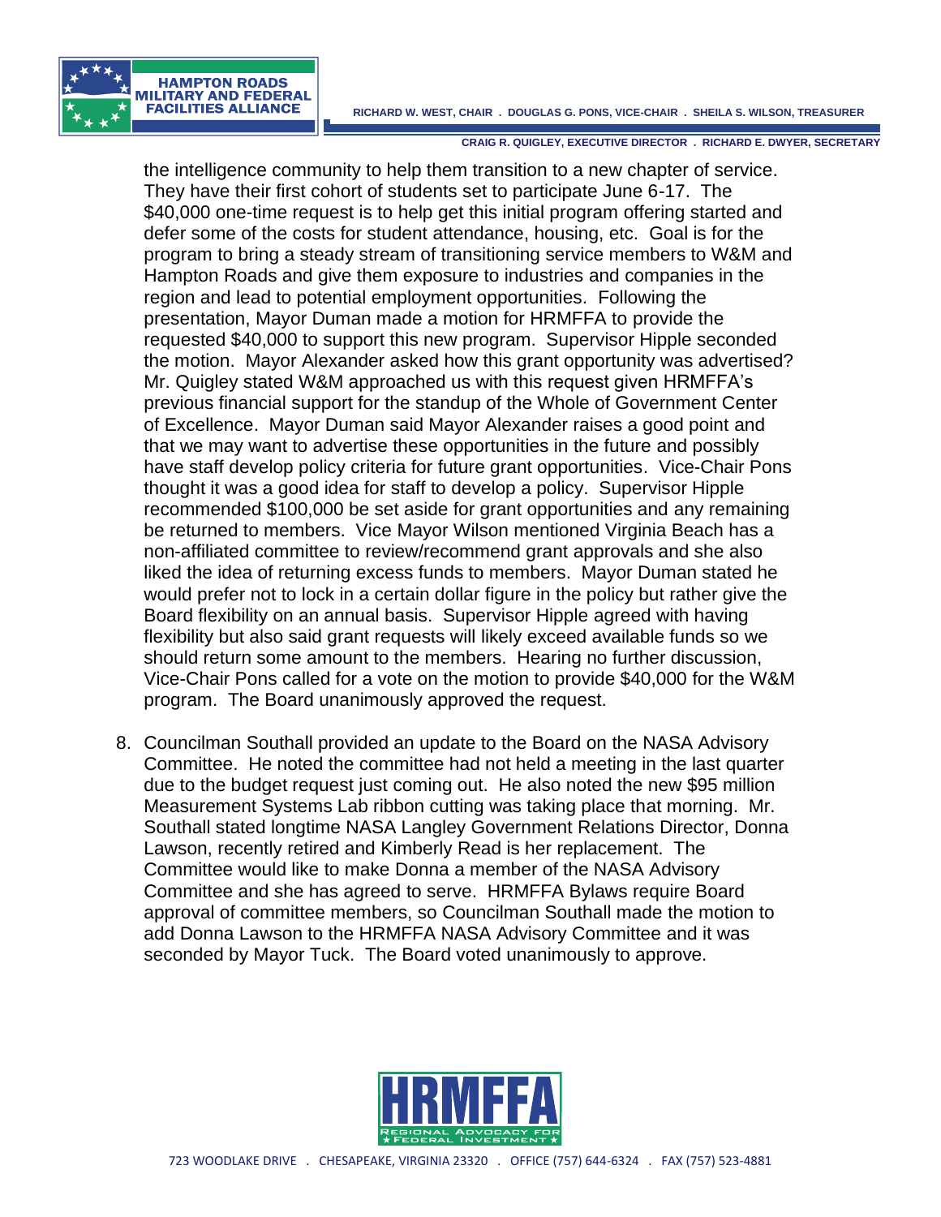the intelligence community to help them transition to a new chapter of service. They have their first cohort of students set to participate June 6-17. The $40,000 one-time request is to help get this initial program offering started and defer some of the costs for student attendance, housing, etc. Goal is for the program to bring a steady stream of transitioning service members to W&M and Hampton Roads and give them exposure to industries and companies in the region and lead to potential employment opportunities. Following the presentation, Mayor Duman made a motion for HRMFFA to provide the requested $40,000 to support this new program. Supervisor Hipple seconded the motion. Mayor Alexander asked how this grant opportunity was advertised? Mr. Quigley stated W&M approached us with this request given HRMFFA's previous financial support for the standup of the Whole of Government Center of Excellence. Mayor Duman said Mayor Alexander raises a good point and that we may want to advertise these opportunities in the future and possibly have staff develop policy criteria for future grant opportunities. Vice-Chair Pons thought it was a good idea for staff to develop a policy. Supervisor Hipple recommended $100,000 be set aside for grant opportunities and any remaining be returned to members. Vice Mayor Wilson mentioned Virginia Beach has a non-affiliated committee to review/recommend grant approvals and she also liked the idea of returning excess funds to members. Mayor Duman stated he would prefer not to lock in a certain dollar figure in the policy but rather give the Board flexibility on an annual basis. Supervisor Hipple agreed with having flexibility but also said grant requests will likely exceed available funds so we should return some amount to the members. Hearing no further discussion, Vice-Chair Pons called for a vote on the motion to provide $40,000 for the W&M program. The Board unanimously approved the request.

8. Councilman Southall provided an update to the Board on the NASA Advisory Committee. He noted the committee had not held a meeting in the last quarter due to the budget request just coming out. He also noted the new $95 million Measurement Systems Lab ribbon cutting was taking place that morning. Mr. Southall stated longtime NASA Langley Government Relations Director, Donna Lawson, recently retired and Kimberly Read is her replacement. The Committee would like to make Donna a member of the NASA Advisory Committee and she has agreed to serve. HRMFFA Bylaws require Board approval of committee members, so Councilman Southall made the motion to add Donna Lawson to the HRMFFA NASA Advisory Committee and it was seconded by Mayor Tuck. The Board voted unanimously to approve.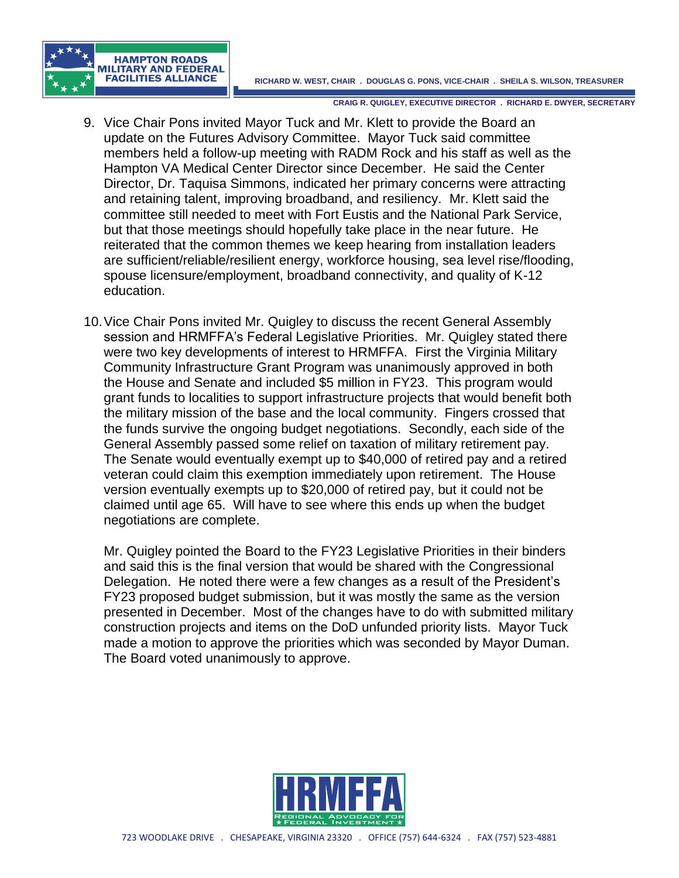9. Vice Chair Pons invited Mayor Tuck and Mr. Klett to provide the Board an update on the Futures Advisory Committee. Mayor Tuck said committee members held a follow-up meeting with RADM Rock and his staff as well as the Hampton VA Medical Center Director since December. He said the Center Director, Dr. Taquisa Simmons, indicated her primary concerns were attracting and retaining talent, improving broadband, and resiliency. Mr. Klett said the committee still needed to meet with Fort Eustis and the National Park Service, but that those meetings should hopefully take place in the near future. He reiterated that the common themes we keep hearing from installation leaders are sufficient/reliable/resilient energy, workforce housing, sea level rise/flooding, spouse licensure/employment, broadband connectivity, and quality of K-12 education.

10. Vice Chair Pons invited Mr. Quigley to discuss the recent General Assembly session and HRMFFA's Federal Legislative Priorities. Mr. Quigley stated there were two key developments of interest to HRMFFA. First the Virginia Military Community Infrastructure Grant Program was unanimously approved in both the House and Senate and included $5 million in FY23. This program would grant funds to localities to support infrastructure projects that would benefit both the military mission of the base and the local community. Fingers crossed that the funds survive the ongoing budget negotiations. Secondly, each side of the General Assembly passed some relief on taxation of military retirement pay. The Senate would eventually exempt up to $40,000 of retired pay and a retired veteran could claim this exemption immediately upon retirement. The House version eventually exempts up to $20,000 of retired pay, but it could not be claimed until age 65. Will have to see where this ends up when the budget negotiations are complete.

    Mr. Quigley pointed the Board to the FY23 Legislative Priorities in their binders and said this is the final version that would be shared with the Congressional Delegation. He noted there were a few changes as a result of the President's FY23 proposed budget submission, but it was mostly the same as the version presented in December. Most of the changes have to do with submitted military construction projects and items on the DoD unfunded priority lists. Mayor Tuck made a motion to approve the priorities which was seconded by Mayor Duman. The Board voted unanimously to approve.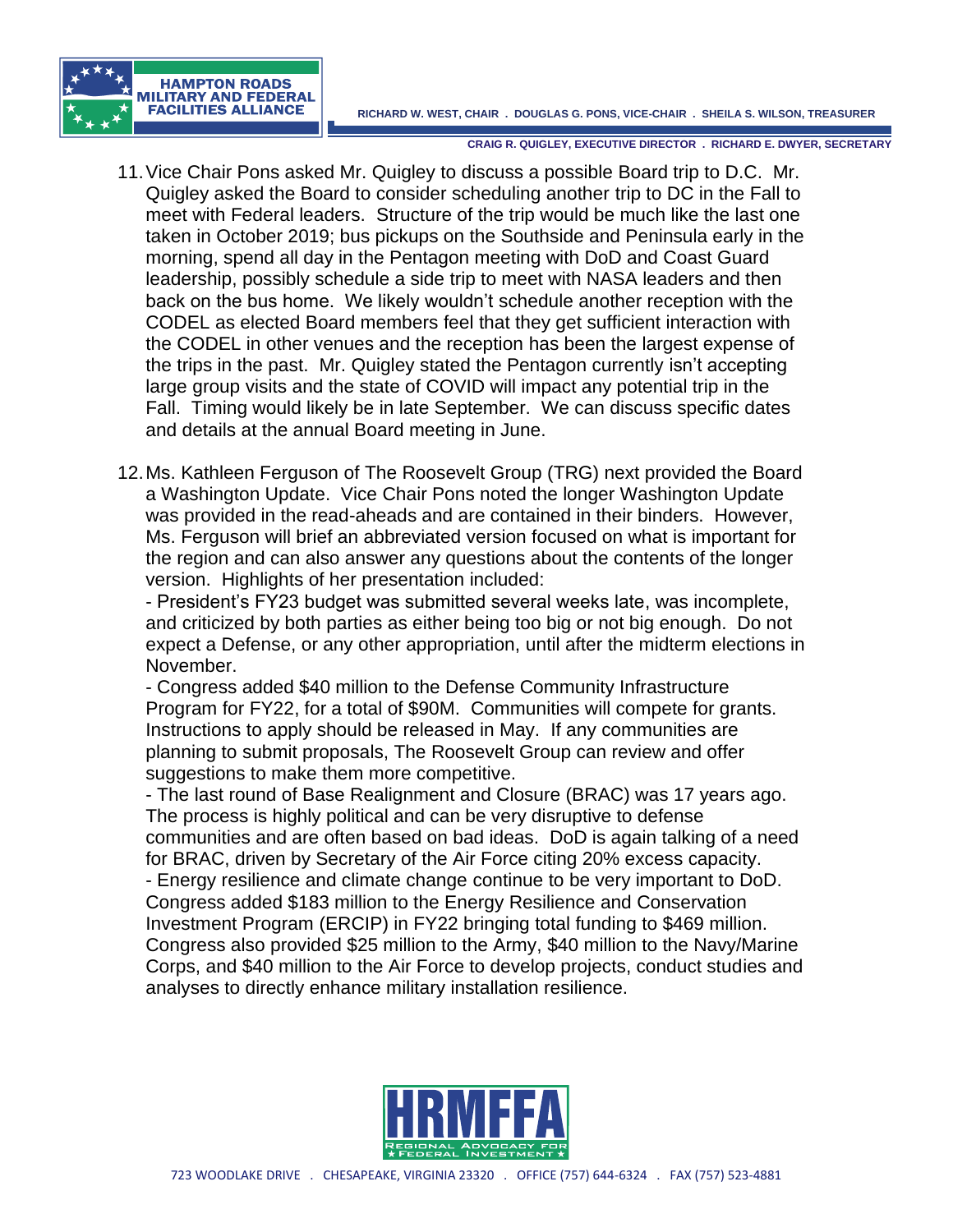11. Vice Chair Pons asked Mr. Quigley to discuss a possible Board trip to D.C. Mr. Quigley asked the Board to consider scheduling another trip to DC in the Fall to meet with Federal leaders. Structure of the trip would be much like the last one taken in October 2019; bus pickups on the Southside and Peninsula early in the morning, spend all day in the Pentagon meeting with DoD and Coast Guard leadership, possibly schedule a side trip to meet with NASA leaders and then back on the bus home. We likely wouldn't schedule another reception with the CODEL as elected Board members feel that they get sufficient interaction with the CODEL in other venues and the reception has been the largest expense of the trips in the past. Mr. Quigley stated the Pentagon currently isn't accepting large group visits and the state of COVID will impact any potential trip in the Fall. Timing would likely be in late September. We can discuss specific dates and details at the annual Board meeting in June.

12. Ms. Kathleen Ferguson of The Roosevelt Group (TRG) next provided the Board a Washington Update. Vice Chair Pons noted the longer Washington Update was provided in the read-aheads and are contained in their binders. However, Ms. Ferguson will brief an abbreviated version focused on what is important for the region and can also answer any questions about the contents of the longer version. Highlights of her presentation included:
    - President's FY23 budget was submitted several weeks late, was incomplete, and criticized by both parties as either being too big or not big enough. Do not expect a Defense, or any other appropriation, until after the midterm elections in November.
    - Congress added $40 million to the Defense Community Infrastructure Program for FY22, for a total of $90M. Communities will compete for grants. Instructions to apply should be released in May. If any communities are planning to submit proposals, The Roosevelt Group can review and offer suggestions to make them more competitive.
    - The last round of Base Realignment and Closure (BRAC) was 17 years ago. The process is highly political and can be very disruptive to defense communities and are often based on bad ideas. DoD is again talking of a need for BRAC, driven by Secretary of the Air Force citing 20% excess capacity.
    - Energy resilience and climate change continue to be very important to DoD. Congress added $183 million to the Energy Resilience and Conservation Investment Program (ERCIP) in FY22 bringing total funding to $469 million. Congress also provided $25 million to the Army, $40 million to the Navy/Marine Corps, and $40 million to the Air Force to develop projects, conduct studies and analyses to directly enhance military installation resilience.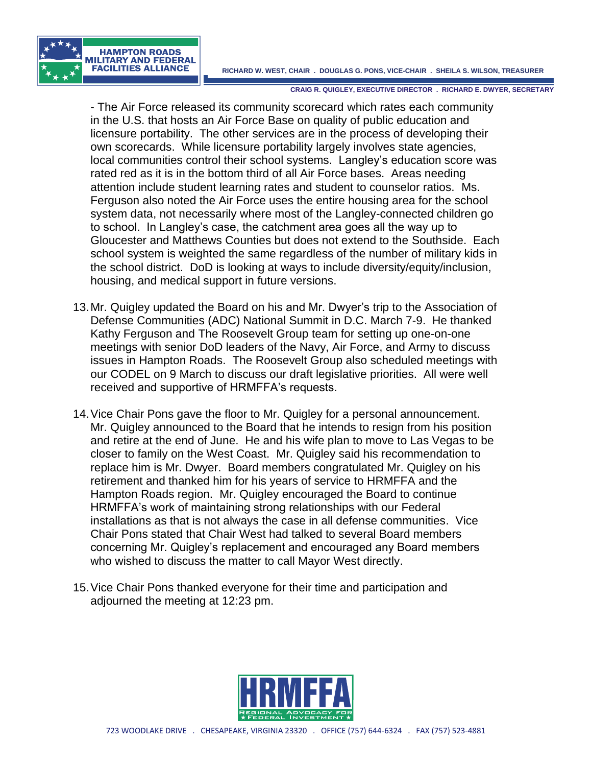- The Air Force released its community scorecard which rates each community in the U.S. that hosts an Air Force Base on quality of public education and licensure portability. The other services are in the process of developing their own scorecards. While licensure portability largely involves state agencies, local communities control their school systems. Langley's education score was rated red as it is in the bottom third of all Air Force bases. Areas needing attention include student learning rates and student to counselor ratios. Ms. Ferguson also noted the Air Force uses the entire housing area for the school system data, not necessarily where most of the Langley-connected children go to school. In Langley's case, the catchment area goes all the way up to Gloucester and Matthews Counties but does not extend to the Southside. Each school system is weighted the same regardless of the number of military kids in the school district. DoD is looking at ways to include diversity/equity/inclusion, housing, and medical support in future versions.

13. Mr. Quigley updated the Board on his and Mr. Dwyer's trip to the Association of Defense Communities (ADC) National Summit in D.C. March 7-9. He thanked Kathy Ferguson and The Roosevelt Group team for setting up one-on-one meetings with senior DoD leaders of the Navy, Air Force, and Army to discuss issues in Hampton Roads. The Roosevelt Group also scheduled meetings with our CODEL on 9 March to discuss our draft legislative priorities. All were well received and supportive of HRMFFA's requests.

14. Vice Chair Pons gave the floor to Mr. Quigley for a personal announcement. Mr. Quigley announced to the Board that he intends to resign from his position and retire at the end of June. He and his wife plan to move to Las Vegas to be closer to family on the West Coast. Mr. Quigley said his recommendation to replace him is Mr. Dwyer. Board members congratulated Mr. Quigley on his retirement and thanked him for his years of service to HRMFFA and the Hampton Roads region. Mr. Quigley encouraged the Board to continue HRMFFA's work of maintaining strong relationships with our Federal installations as that is not always the case in all defense communities. Vice Chair Pons stated that Chair West had talked to several Board members concerning Mr. Quigley's replacement and encouraged any Board members who wished to discuss the matter to call Mayor West directly.

15. Vice Chair Pons thanked everyone for their time and participation and adjourned the meeting at 12:23 pm.